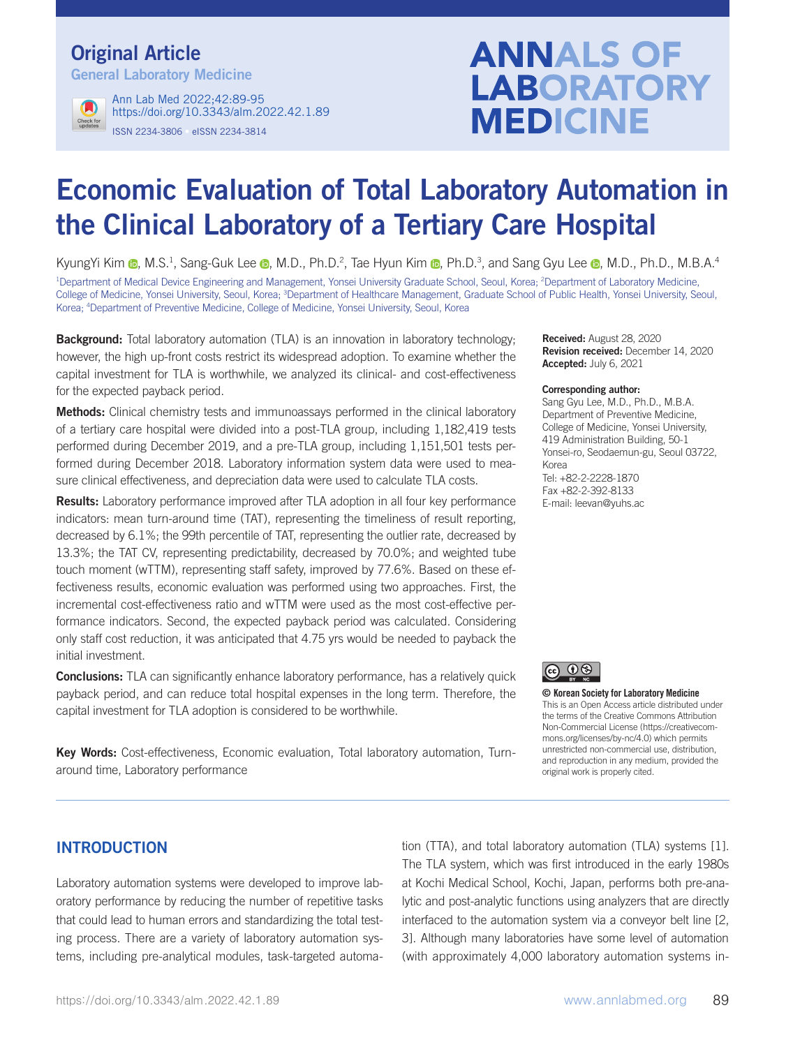Original Article

General Laboratory Medicine

Ann Lab Med 2022;42:89-95
https://doi.org/10.3343/alm.2022.42.1.89
ISSN 2234-3806 • eISSN 2234-3814

# Economic Evaluation of Total Laboratory Automation in the Clinical Laboratory of a Tertiary Care Hospital

KyungYi Kim, M.S.[1], Sang-Guk Lee, M.D., Ph.D.[2], Tae Hyun Kim, Ph.D.[3], and Sang Gyu Lee, M.D., Ph.D., M.B.A.[4]

[1]Department of Medical Device Engineering and Management, Yonsei University Graduate School, Seoul, Korea; [2]Department of Laboratory Medicine, College of Medicine, Yonsei University, Seoul, Korea; [3]Department of Healthcare Management, Graduate School of Public Health, Yonsei University, Seoul, Korea; [4]Department of Preventive Medicine, College of Medicine, Yonsei University, Seoul, Korea

**Background:** Total laboratory automation (TLA) is an innovation in laboratory technology; however, the high up-front costs restrict its widespread adoption. To examine whether the capital investment for TLA is worthwhile, we analyzed its clinical- and cost-effectiveness for the expected payback period.

**Methods:** Clinical chemistry tests and immunoassays performed in the clinical laboratory of a tertiary care hospital were divided into a post-TLA group, including 1,182,419 tests performed during December 2019, and a pre-TLA group, including 1,151,501 tests performed during December 2018. Laboratory information system data were used to measure clinical effectiveness, and depreciation data were used to calculate TLA costs.

**Results:** Laboratory performance improved after TLA adoption in all four key performance indicators: mean turn-around time (TAT), representing the timeliness of result reporting, decreased by 6.1%; the 99th percentile of TAT, representing the outlier rate, decreased by 13.3%; the TAT CV, representing predictability, decreased by 70.0%; and weighted tube touch moment (wTTM), representing staff safety, improved by 77.6%. Based on these effectiveness results, economic evaluation was performed using two approaches. First, the incremental cost-effectiveness ratio and wTTM were used as the most cost-effective performance indicators. Second, the expected payback period was calculated. Considering only staff cost reduction, it was anticipated that 4.75 yrs would be needed to payback the initial investment.

**Conclusions:** TLA can significantly enhance laboratory performance, has a relatively quick payback period, and can reduce total hospital expenses in the long term. Therefore, the capital investment for TLA adoption is considered to be worthwhile.

**Key Words:** Cost-effectiveness, Economic evaluation, Total laboratory automation, Turnaround time, Laboratory performance

**Received:** August 28, 2020
**Revision received:** December 14, 2020
**Accepted:** July 6, 2021

**Corresponding author:**
Sang Gyu Lee, M.D., Ph.D., M.B.A.
Department of Preventive Medicine, College of Medicine, Yonsei University, 419 Administration Building, 50-1 Yonsei-ro, Seodaemun-gu, Seoul 03722, Korea
Tel: +82-2-2228-1870
Fax +82-2-392-8133
E-mail: leevan@yuhs.ac

**© Korean Society for Laboratory Medicine**
This is an Open Access article distributed under the terms of the Creative Commons Attribution Non-Commercial License (https://creativecommons.org/licenses/by-nc/4.0) which permits unrestricted non-commercial use, distribution, and reproduction in any medium, provided the original work is properly cited.

## INTRODUCTION

Laboratory automation systems were developed to improve laboratory performance by reducing the number of repetitive tasks that could lead to human errors and standardizing the total testing process. There are a variety of laboratory automation systems, including pre-analytical modules, task-targeted automation (TTA), and total laboratory automation (TLA) systems [1]. The TLA system, which was first introduced in the early 1980s at Kochi Medical School, Kochi, Japan, performs both pre-analytic and post-analytic functions using analyzers that are directly interfaced to the automation system via a conveyor belt line [2, 3]. Although many laboratories have some level of automation (with approximately 4,000 laboratory automation systems in-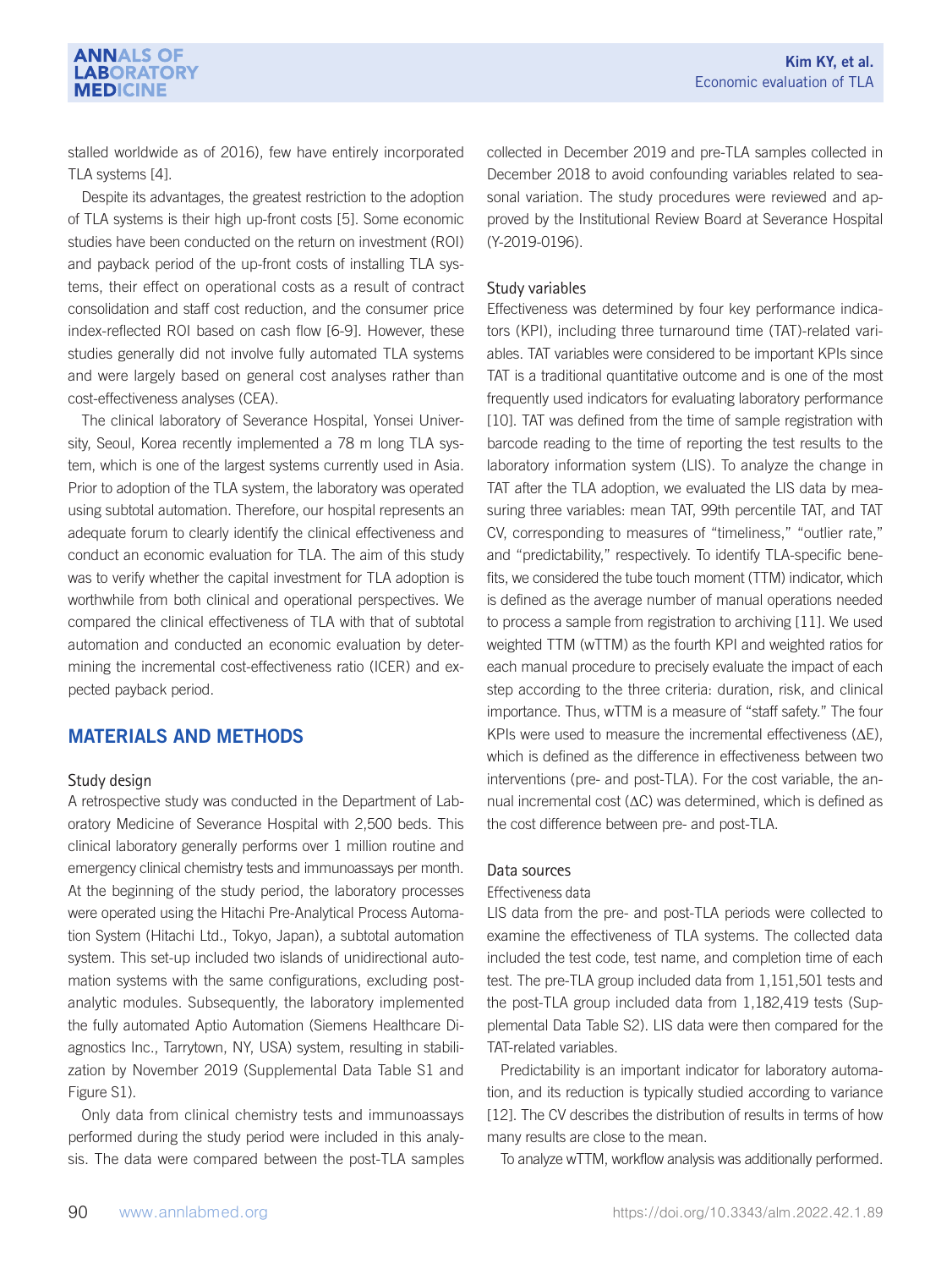stalled worldwide as of 2016), few have entirely incorporated TLA systems [4].

Despite its advantages, the greatest restriction to the adoption of TLA systems is their high up-front costs [5]. Some economic studies have been conducted on the return on investment (ROI) and payback period of the up-front costs of installing TLA systems, their effect on operational costs as a result of contract consolidation and staff cost reduction, and the consumer price index-reflected ROI based on cash flow [6-9]. However, these studies generally did not involve fully automated TLA systems and were largely based on general cost analyses rather than cost-effectiveness analyses (CEA).

The clinical laboratory of Severance Hospital, Yonsei University, Seoul, Korea recently implemented a 78 m long TLA system, which is one of the largest systems currently used in Asia. Prior to adoption of the TLA system, the laboratory was operated using subtotal automation. Therefore, our hospital represents an adequate forum to clearly identify the clinical effectiveness and conduct an economic evaluation for TLA. The aim of this study was to verify whether the capital investment for TLA adoption is worthwhile from both clinical and operational perspectives. We compared the clinical effectiveness of TLA with that of subtotal automation and conducted an economic evaluation by determining the incremental cost-effectiveness ratio (ICER) and expected payback period.

## MATERIALS AND METHODS

### Study design

A retrospective study was conducted in the Department of Laboratory Medicine of Severance Hospital with 2,500 beds. This clinical laboratory generally performs over 1 million routine and emergency clinical chemistry tests and immunoassays per month. At the beginning of the study period, the laboratory processes were operated using the Hitachi Pre-Analytical Process Automation System (Hitachi Ltd., Tokyo, Japan), a subtotal automation system. This set-up included two islands of unidirectional automation systems with the same configurations, excluding post-analytic modules. Subsequently, the laboratory implemented the fully automated Aptio Automation (Siemens Healthcare Diagnostics Inc., Tarrytown, NY, USA) system, resulting in stabilization by November 2019 (Supplemental Data Table S1 and Figure S1).

Only data from clinical chemistry tests and immunoassays performed during the study period were included in this analysis. The data were compared between the post-TLA samples collected in December 2019 and pre-TLA samples collected in December 2018 to avoid confounding variables related to seasonal variation. The study procedures were reviewed and approved by the Institutional Review Board at Severance Hospital (Y-2019-0196).

### Study variables

Effectiveness was determined by four key performance indicators (KPI), including three turnaround time (TAT)-related variables. TAT variables were considered to be important KPIs since TAT is a traditional quantitative outcome and is one of the most frequently used indicators for evaluating laboratory performance [10]. TAT was defined from the time of sample registration with barcode reading to the time of reporting the test results to the laboratory information system (LIS). To analyze the change in TAT after the TLA adoption, we evaluated the LIS data by measuring three variables: mean TAT, 99th percentile TAT, and TAT CV, corresponding to measures of "timeliness," "outlier rate," and "predictability," respectively. To identify TLA-specific benefits, we considered the tube touch moment (TTM) indicator, which is defined as the average number of manual operations needed to process a sample from registration to archiving [11]. We used weighted TTM (wTTM) as the fourth KPI and weighted ratios for each manual procedure to precisely evaluate the impact of each step according to the three criteria: duration, risk, and clinical importance. Thus, wTTM is a measure of "staff safety." The four KPIs were used to measure the incremental effectiveness ($\Delta E$), which is defined as the difference in effectiveness between two interventions (pre- and post-TLA). For the cost variable, the annual incremental cost ($\Delta C$) was determined, which is defined as the cost difference between pre- and post-TLA.

### Data sources

#### Effectiveness data

LIS data from the pre- and post-TLA periods were collected to examine the effectiveness of TLA systems. The collected data included the test code, test name, and completion time of each test. The pre-TLA group included data from 1,151,501 tests and the post-TLA group included data from 1,182,419 tests (Supplemental Data Table S2). LIS data were then compared for the TAT-related variables.

Predictability is an important indicator for laboratory automation, and its reduction is typically studied according to variance [12]. The CV describes the distribution of results in terms of how many results are close to the mean.

To analyze wTTM, workflow analysis was additionally performed.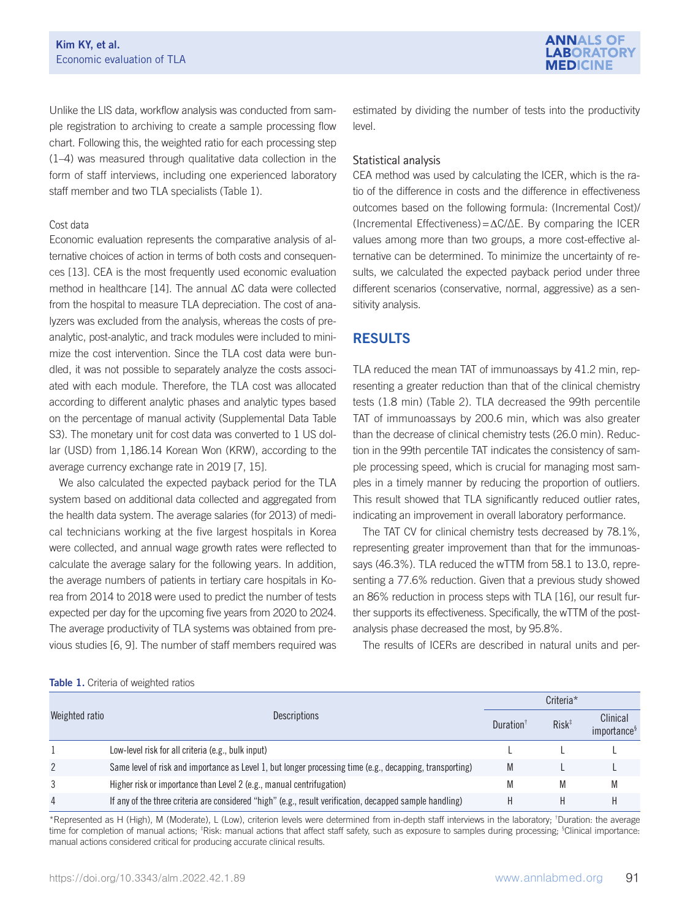Unlike the LIS data, workflow analysis was conducted from sample registration to archiving to create a sample processing flow chart. Following this, the weighted ratio for each processing step (1–4) was measured through qualitative data collection in the form of staff interviews, including one experienced laboratory staff member and two TLA specialists (Table 1).

#### Cost data

Economic evaluation represents the comparative analysis of alternative choices of action in terms of both costs and consequences [13]. CEA is the most frequently used economic evaluation method in healthcare [14]. The annual ΔC data were collected from the hospital to measure TLA depreciation. The cost of analyzers was excluded from the analysis, whereas the costs of pre-analytic, post-analytic, and track modules were included to minimize the cost intervention. Since the TLA cost data were bundled, it was not possible to separately analyze the costs associated with each module. Therefore, the TLA cost was allocated according to different analytic phases and analytic types based on the percentage of manual activity (Supplemental Data Table S3). The monetary unit for cost data was converted to 1 US dollar (USD) from 1,186.14 Korean Won (KRW), according to the average currency exchange rate in 2019 [7, 15].

We also calculated the expected payback period for the TLA system based on additional data collected and aggregated from the health data system. The average salaries (for 2013) of medical technicians working at the five largest hospitals in Korea were collected, and annual wage growth rates were reflected to calculate the average salary for the following years. In addition, the average numbers of patients in tertiary care hospitals in Korea from 2014 to 2018 were used to predict the number of tests expected per day for the upcoming five years from 2020 to 2024. The average productivity of TLA systems was obtained from previous studies [6, 9]. The number of staff members required was estimated by dividing the number of tests into the productivity level.

#### Statistical analysis

CEA method was used by calculating the ICER, which is the ratio of the difference in costs and the difference in effectiveness outcomes based on the following formula: (Incremental Cost)/(Incremental Effectiveness) $= \Delta C/\Delta E$. By comparing the ICER values among more than two groups, a more cost-effective alternative can be determined. To minimize the uncertainty of results, we calculated the expected payback period under three different scenarios (conservative, normal, aggressive) as a sensitivity analysis.

## RESULTS

TLA reduced the mean TAT of immunoassays by 41.2 min, representing a greater reduction than that of the clinical chemistry tests (1.8 min) (Table 2). TLA decreased the 99th percentile TAT of immunoassays by 200.6 min, which was also greater than the decrease of clinical chemistry tests (26.0 min). Reduction in the 99th percentile TAT indicates the consistency of sample processing speed, which is crucial for managing most samples in a timely manner by reducing the proportion of outliers. This result showed that TLA significantly reduced outlier rates, indicating an improvement in overall laboratory performance.

The TAT CV for clinical chemistry tests decreased by 78.1%, representing greater improvement than that for the immunoassays (46.3%). TLA reduced the wTTM from 58.1 to 13.0, representing a 77.6% reduction. Given that a previous study showed an 86% reduction in process steps with TLA [16], our result further supports its effectiveness. Specifically, the wTTM of the post-analysis phase decreased the most, by 95.8%.

The results of ICERs are described in natural units and per-

**Table 1.** Criteria of weighted ratios

| Weighted ratio | Descriptions | Criteria* | | |
|---|---|---|---|---|
| | | Duration† | Risk‡ | Clinical importance§ |
| 1 | Low-level risk for all criteria (e.g., bulk input) | L | L | L |
| 2 | Same level of risk and importance as Level 1, but longer processing time (e.g., decapping, transporting) | M | L | L |
| 3 | Higher risk or importance than Level 2 (e.g., manual centrifugation) | M | M | M |
| 4 | If any of the three criteria are considered "high" (e.g., result verification, decapped sample handling) | H | H | H |

*Represented as H (High), M (Moderate), L (Low), criterion levels were determined from in-depth staff interviews in the laboratory; †Duration: the average time for completion of manual actions; ‡Risk: manual actions that affect staff safety, such as exposure to samples during processing; §Clinical importance: manual actions considered critical for producing accurate clinical results.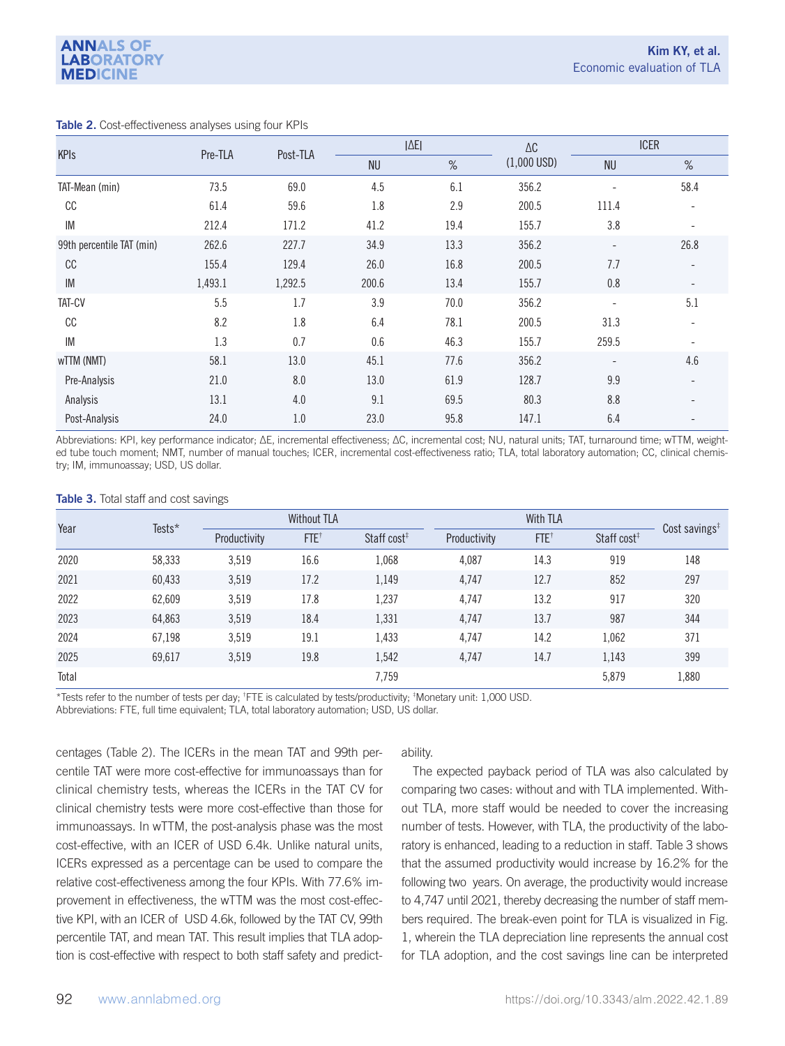**Table 2.** Cost-effectiveness analyses using four KPIs

| KPIs | Pre-TLA | Post-TLA | \|ΔE\| | | ΔC (1,000 USD) | ICER | |
|---|---|---|---|---|---|---|---|
| | | | NU | % | | NU | % |
| TAT-Mean (min) | 73.5 | 69.0 | 4.5 | 6.1 | 356.2 | - | 58.4 |
| CC | 61.4 | 59.6 | 1.8 | 2.9 | 200.5 | 111.4 | - |
| IM | 212.4 | 171.2 | 41.2 | 19.4 | 155.7 | 3.8 | - |
| 99th percentile TAT (min) | 262.6 | 227.7 | 34.9 | 13.3 | 356.2 | - | 26.8 |
| CC | 155.4 | 129.4 | 26.0 | 16.8 | 200.5 | 7.7 | - |
| IM | 1,493.1 | 1,292.5 | 200.6 | 13.4 | 155.7 | 0.8 | - |
| TAT-CV | 5.5 | 1.7 | 3.9 | 70.0 | 356.2 | - | 5.1 |
| CC | 8.2 | 1.8 | 6.4 | 78.1 | 200.5 | 31.3 | - |
| IM | 1.3 | 0.7 | 0.6 | 46.3 | 155.7 | 259.5 | - |
| wTTM (NMT) | 58.1 | 13.0 | 45.1 | 77.6 | 356.2 | - | 4.6 |
| Pre-Analysis | 21.0 | 8.0 | 13.0 | 61.9 | 128.7 | 9.9 | - |
| Analysis | 13.1 | 4.0 | 9.1 | 69.5 | 80.3 | 8.8 | - |
| Post-Analysis | 24.0 | 1.0 | 23.0 | 95.8 | 147.1 | 6.4 | - |

Abbreviations: KPI, key performance indicator; ΔE, incremental effectiveness; ΔC, incremental cost; NU, natural units; TAT, turnaround time; wTTM, weighted tube touch moment; NMT, number of manual touches; ICER, incremental cost-effectiveness ratio; TLA, total laboratory automation; CC, clinical chemistry; IM, immunoassay; USD, US dollar.

**Table 3.** Total staff and cost savings

| Year | Tests* | Without TLA | | | With TLA | | | Cost savings‡ |
|---|---|---|---|---|---|---|---|---|
| | | Productivity | FTE† | Staff cost‡ | Productivity | FTE† | Staff cost‡ | |
| 2020 | 58,333 | 3,519 | 16.6 | 1,068 | 4,087 | 14.3 | 919 | 148 |
| 2021 | 60,433 | 3,519 | 17.2 | 1,149 | 4,747 | 12.7 | 852 | 297 |
| 2022 | 62,609 | 3,519 | 17.8 | 1,237 | 4,747 | 13.2 | 917 | 320 |
| 2023 | 64,863 | 3,519 | 18.4 | 1,331 | 4,747 | 13.7 | 987 | 344 |
| 2024 | 67,198 | 3,519 | 19.1 | 1,433 | 4,747 | 14.2 | 1,062 | 371 |
| 2025 | 69,617 | 3,519 | 19.8 | 1,542 | 4,747 | 14.7 | 1,143 | 399 |
| Total | | | | 7,759 | | | 5,879 | 1,880 |

*Tests refer to the number of tests per day; †FTE is calculated by tests/productivity; ‡Monetary unit: 1,000 USD.
Abbreviations: FTE, full time equivalent; TLA, total laboratory automation; USD, US dollar.

centages (Table 2). The ICERs in the mean TAT and 99th percentile TAT were more cost-effective for immunoassays than for clinical chemistry tests, whereas the ICERs in the TAT CV for clinical chemistry tests were more cost-effective than those for immunoassays. In wTTM, the post-analysis phase was the most cost-effective, with an ICER of USD 6.4k. Unlike natural units, ICERs expressed as a percentage can be used to compare the relative cost-effectiveness among the four KPIs. With 77.6% improvement in effectiveness, the wTTM was the most cost-effective KPI, with an ICER of USD 4.6k, followed by the TAT CV, 99th percentile TAT, and mean TAT. This result implies that TLA adoption is cost-effective with respect to both staff safety and predictability.

The expected payback period of TLA was also calculated by comparing two cases: without and with TLA implemented. Without TLA, more staff would be needed to cover the increasing number of tests. However, with TLA, the productivity of the laboratory is enhanced, leading to a reduction in staff. Table 3 shows that the assumed productivity would increase by 16.2% for the following two years. On average, the productivity would increase to 4,747 until 2021, thereby decreasing the number of staff members required. The break-even point for TLA is visualized in Fig. 1, wherein the TLA depreciation line represents the annual cost for TLA adoption, and the cost savings line can be interpreted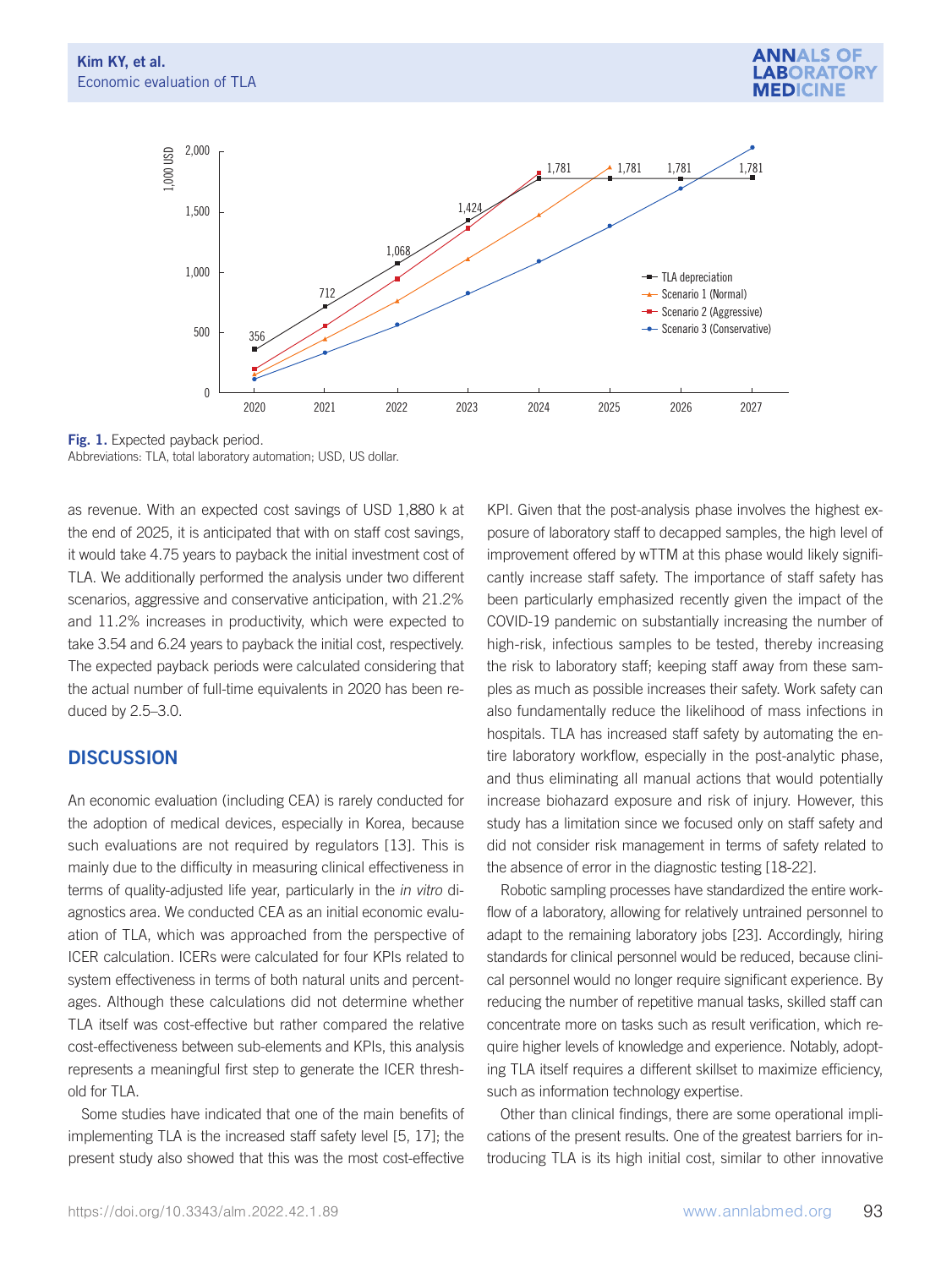Fig. 1. Expected payback period.
Abbreviations: TLA, total laboratory automation; USD, US dollar.

as revenue. With an expected cost savings of USD 1,880 k at the end of 2025, it is anticipated that with on staff cost savings, it would take 4.75 years to payback the initial investment cost of TLA. We additionally performed the analysis under two different scenarios, aggressive and conservative anticipation, with 21.2% and 11.2% increases in productivity, which were expected to take 3.54 and 6.24 years to payback the initial cost, respectively. The expected payback periods were calculated considering that the actual number of full-time equivalents in 2020 has been reduced by 2.5–3.0.

## DISCUSSION

An economic evaluation (including CEA) is rarely conducted for the adoption of medical devices, especially in Korea, because such evaluations are not required by regulators [13]. This is mainly due to the difficulty in measuring clinical effectiveness in terms of quality-adjusted life year, particularly in the *in vitro* diagnostics area. We conducted CEA as an initial economic evaluation of TLA, which was approached from the perspective of ICER calculation. ICERs were calculated for four KPIs related to system effectiveness in terms of both natural units and percentages. Although these calculations did not determine whether TLA itself was cost-effective but rather compared the relative cost-effectiveness between sub-elements and KPIs, this analysis represents a meaningful first step to generate the ICER threshold for TLA.

Some studies have indicated that one of the main benefits of implementing TLA is the increased staff safety level [5, 17]; the present study also showed that this was the most cost-effective KPI. Given that the post-analysis phase involves the highest exposure of laboratory staff to decapped samples, the high level of improvement offered by wTTM at this phase would likely significantly increase staff safety. The importance of staff safety has been particularly emphasized recently given the impact of the COVID-19 pandemic on substantially increasing the number of high-risk, infectious samples to be tested, thereby increasing the risk to laboratory staff; keeping staff away from these samples as much as possible increases their safety. Work safety can also fundamentally reduce the likelihood of mass infections in hospitals. TLA has increased staff safety by automating the entire laboratory workflow, especially in the post-analytic phase, and thus eliminating all manual actions that would potentially increase biohazard exposure and risk of injury. However, this study has a limitation since we focused only on staff safety and did not consider risk management in terms of safety related to the absence of error in the diagnostic testing [18-22].

Robotic sampling processes have standardized the entire workflow of a laboratory, allowing for relatively untrained personnel to adapt to the remaining laboratory jobs [23]. Accordingly, hiring standards for clinical personnel would be reduced, because clinical personnel would no longer require significant experience. By reducing the number of repetitive manual tasks, skilled staff can concentrate more on tasks such as result verification, which require higher levels of knowledge and experience. Notably, adopting TLA itself requires a different skillset to maximize efficiency, such as information technology expertise.

Other than clinical findings, there are some operational implications of the present results. One of the greatest barriers for introducing TLA is its high initial cost, similar to other innovative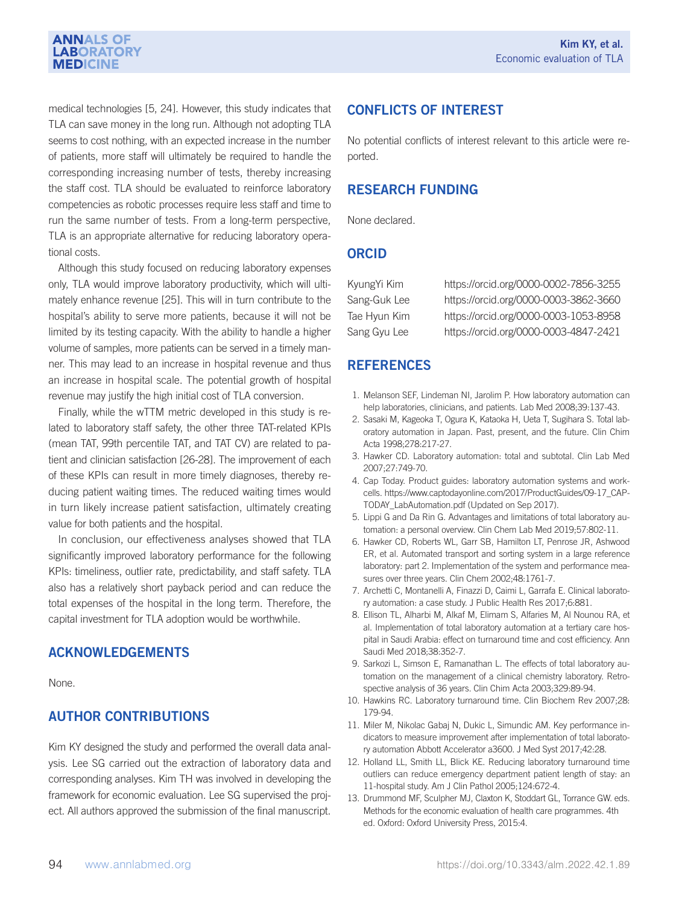medical technologies [5, 24]. However, this study indicates that TLA can save money in the long run. Although not adopting TLA seems to cost nothing, with an expected increase in the number of patients, more staff will ultimately be required to handle the corresponding increasing number of tests, thereby increasing the staff cost. TLA should be evaluated to reinforce laboratory competencies as robotic processes require less staff and time to run the same number of tests. From a long-term perspective, TLA is an appropriate alternative for reducing laboratory operational costs.

Although this study focused on reducing laboratory expenses only, TLA would improve laboratory productivity, which will ultimately enhance revenue [25]. This will in turn contribute to the hospital's ability to serve more patients, because it will not be limited by its testing capacity. With the ability to handle a higher volume of samples, more patients can be served in a timely manner. This may lead to an increase in hospital revenue and thus an increase in hospital scale. The potential growth of hospital revenue may justify the high initial cost of TLA conversion.

Finally, while the wTTM metric developed in this study is related to laboratory staff safety, the other three TAT-related KPIs (mean TAT, 99th percentile TAT, and TAT CV) are related to patient and clinician satisfaction [26-28]. The improvement of each of these KPIs can result in more timely diagnoses, thereby reducing patient waiting times. The reduced waiting times would in turn likely increase patient satisfaction, ultimately creating value for both patients and the hospital.

In conclusion, our effectiveness analyses showed that TLA significantly improved laboratory performance for the following KPIs: timeliness, outlier rate, predictability, and staff safety. TLA also has a relatively short payback period and can reduce the total expenses of the hospital in the long term. Therefore, the capital investment for TLA adoption would be worthwhile.

## ACKNOWLEDGEMENTS

None.

## AUTHOR CONTRIBUTIONS

Kim KY designed the study and performed the overall data analysis. Lee SG carried out the extraction of laboratory data and corresponding analyses. Kim TH was involved in developing the framework for economic evaluation. Lee SG supervised the project. All authors approved the submission of the final manuscript.

## CONFLICTS OF INTEREST

No potential conflicts of interest relevant to this article were reported.

## RESEARCH FUNDING

None declared.

## ORCID

| | |
|---|---|
| KyungYi Kim | https://orcid.org/0000-0002-7856-3255 |
| Sang-Guk Lee | https://orcid.org/0000-0003-3862-3660 |
| Tae Hyun Kim | https://orcid.org/0000-0003-1053-8958 |
| Sang Gyu Lee | https://orcid.org/0000-0003-4847-2421 |

## REFERENCES

1. Melanson SEF, Lindeman NI, Jarolim P. How laboratory automation can help laboratories, clinicians, and patients. Lab Med 2008;39:137-43.
2. Sasaki M, Kageoka T, Ogura K, Kataoka H, Ueta T, Sugihara S. Total laboratory automation in Japan. Past, present, and the future. Clin Chim Acta 1998;278:217-27.
3. Hawker CD. Laboratory automation: total and subtotal. Clin Lab Med 2007;27:749-70.
4. Cap Today. Product guides: laboratory automation systems and workcells. https://www.captodayonline.com/2017/ProductGuides/09-17_CAP-TODAY_LabAutomation.pdf (Updated on Sep 2017).
5. Lippi G and Da Rin G. Advantages and limitations of total laboratory automation: a personal overview. Clin Chem Lab Med 2019;57:802-11.
6. Hawker CD, Roberts WL, Garr SB, Hamilton LT, Penrose JR, Ashwood ER, et al. Automated transport and sorting system in a large reference laboratory: part 2. Implementation of the system and performance measures over three years. Clin Chem 2002;48:1761-7.
7. Archetti C, Montanelli A, Finazzi D, Caimi L, Garrafa E. Clinical laboratory automation: a case study. J Public Health Res 2017;6:881.
8. Ellison TL, Alharbi M, Alkaf M, Elimam S, Alfaries M, Al Nounou RA, et al. Implementation of total laboratory automation at a tertiary care hospital in Saudi Arabia: effect on turnaround time and cost efficiency. Ann Saudi Med 2018;38:352-7.
9. Sarkozi L, Simson E, Ramanathan L. The effects of total laboratory automation on the management of a clinical chemistry laboratory. Retrospective analysis of 36 years. Clin Chim Acta 2003;329:89-94.
10. Hawkins RC. Laboratory turnaround time. Clin Biochem Rev 2007;28:179-94.
11. Miler M, Nikolac Gabaj N, Dukic L, Simundic AM. Key performance indicators to measure improvement after implementation of total laboratory automation Abbott Accelerator a3600. J Med Syst 2017;42:28.
12. Holland LL, Smith LL, Blick KE. Reducing laboratory turnaround time outliers can reduce emergency department patient length of stay: an 11-hospital study. Am J Clin Pathol 2005;124:672-4.
13. Drummond MF, Sculpher MJ, Claxton K, Stoddart GL, Torrance GW. eds. Methods for the economic evaluation of health care programmes. 4th ed. Oxford: Oxford University Press, 2015:4.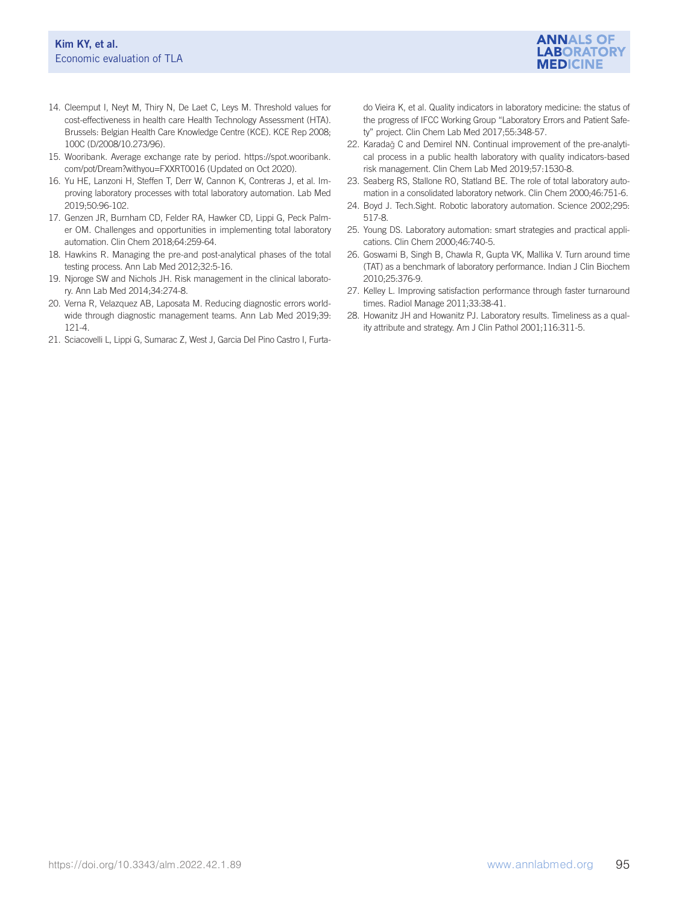14. Cleemput I, Neyt M, Thiry N, De Laet C, Leys M. Threshold values for cost-effectiveness in health care Health Technology Assessment (HTA). Brussels: Belgian Health Care Knowledge Centre (KCE). KCE Rep 2008; 100C (D/2008/10.273/96).
15. Wooribank. Average exchange rate by period. https://spot.wooribank.com/pot/Dream?withyou=FXXRT0016 (Updated on Oct 2020).
16. Yu HE, Lanzoni H, Steffen T, Derr W, Cannon K, Contreras J, et al. Improving laboratory processes with total laboratory automation. Lab Med 2019;50:96-102.
17. Genzen JR, Burnham CD, Felder RA, Hawker CD, Lippi G, Peck Palmer OM. Challenges and opportunities in implementing total laboratory automation. Clin Chem 2018;64:259-64.
18. Hawkins R. Managing the pre-and post-analytical phases of the total testing process. Ann Lab Med 2012;32:5-16.
19. Njoroge SW and Nichols JH. Risk management in the clinical laboratory. Ann Lab Med 2014;34:274-8.
20. Verna R, Velazquez AB, Laposata M. Reducing diagnostic errors worldwide through diagnostic management teams. Ann Lab Med 2019;39:121-4.
21. Sciacovelli L, Lippi G, Sumarac Z, West J, Garcia Del Pino Castro I, Furtado Vieira K, et al. Quality indicators in laboratory medicine: the status of the progress of IFCC Working Group "Laboratory Errors and Patient Safety" project. Clin Chem Lab Med 2017;55:348-57.
22. Karadağ C and Demirel NN. Continual improvement of the pre-analytical process in a public health laboratory with quality indicators-based risk management. Clin Chem Lab Med 2019;57:1530-8.
23. Seaberg RS, Stallone RO, Statland BE. The role of total laboratory automation in a consolidated laboratory network. Clin Chem 2000;46:751-6.
24. Boyd J. Tech.Sight. Robotic laboratory automation. Science 2002;295:517-8.
25. Young DS. Laboratory automation: smart strategies and practical applications. Clin Chem 2000;46:740-5.
26. Goswami B, Singh B, Chawla R, Gupta VK, Mallika V. Turn around time (TAT) as a benchmark of laboratory performance. Indian J Clin Biochem 2010;25:376-9.
27. Kelley L. Improving satisfaction performance through faster turnaround times. Radiol Manage 2011;33:38-41.
28. Howanitz JH and Howanitz PJ. Laboratory results. Timeliness as a quality attribute and strategy. Am J Clin Pathol 2001;116:311-5.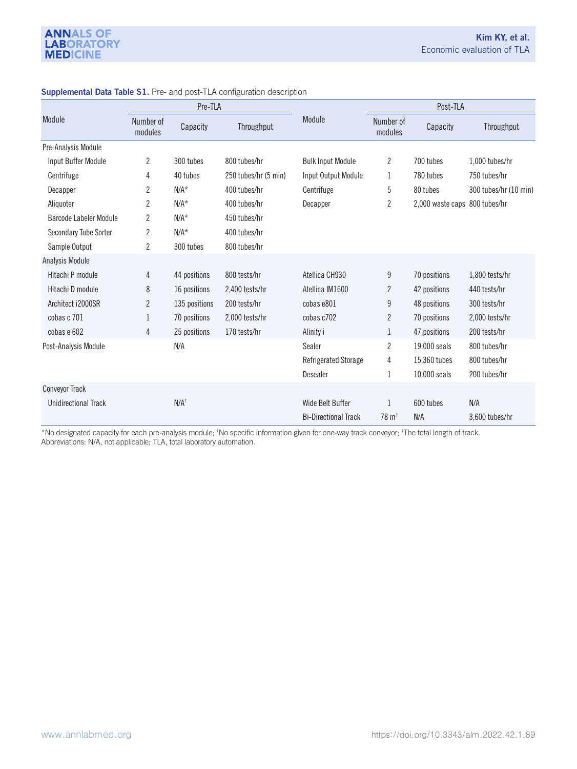**Supplemental Data Table S1.** Pre- and post-TLA configuration description

| Module | Pre-TLA | | | Module | Post-TLA | | |
|---|---|---|---|---|---|---|---|
| | Number of modules | Capacity | Throughput | | Number of modules | Capacity | Throughput |
| Pre-Analysis Module | | | | | | | |
| Input Buffer Module | 2 | 300 tubes | 800 tubes/hr | Bulk Input Module | 2 | 700 tubes | 1,000 tubes/hr |
| Centrifuge | 4 | 40 tubes | 250 tubes/hr (5 min) | Input Output Module | 1 | 780 tubes | 750 tubes/hr |
| Decapper | 2 | N/A* | 400 tubes/hr | Centrifuge | 5 | 80 tubes | 300 tubes/hr (10 min) |
| Aliquoter | 2 | N/A* | 400 tubes/hr | Decapper | 2 | 2,000 waste caps | 800 tubes/hr |
| Barcode Labeler Module | 2 | N/A* | 450 tubes/hr | | | | |
| Secondary Tube Sorter | 2 | N/A* | 400 tubes/hr | | | | |
| Sample Output | 2 | 300 tubes | 800 tubes/hr | | | | |
| Analysis Module | | | | | | | |
| Hitachi P module | 4 | 44 positions | 800 tests/hr | Atellica CH930 | 9 | 70 positions | 1,800 tests/hr |
| Hitachi D module | 8 | 16 positions | 2,400 tests/hr | Atellica IM1600 | 2 | 42 positions | 440 tests/hr |
| Architect i2000SR | 2 | 135 positions | 200 tests/hr | cobas e801 | 9 | 48 positions | 300 tests/hr |
| cobas c 701 | 1 | 70 positions | 2,000 tests/hr | cobas c702 | 2 | 70 positions | 2,000 tests/hr |
| cobas e 602 | 4 | 25 positions | 170 tests/hr | Alinity i | 1 | 47 positions | 200 tests/hr |
| Post-Analysis Module | | N/A | | Sealer | 2 | 19,000 seals | 800 tubes/hr |
| | | | | Refrigerated Storage | 4 | 15,360 tubes | 800 tubes/hr |
| | | | | Desealer | 1 | 10,000 seals | 200 tubes/hr |
| Conveyor Track | | | | | | | |
| Unidirectional Track | | N/A† | | Wide Belt Buffer | 1 | 600 tubes | N/A |
| | | | | Bi-Directional Track | 78 m‡ | N/A | 3,600 tubes/hr |

*No designated capacity for each pre-analysis module; †No specific information given for one-way track conveyor; ‡The total length of track.
Abbreviations: N/A, not applicable; TLA, total laboratory automation.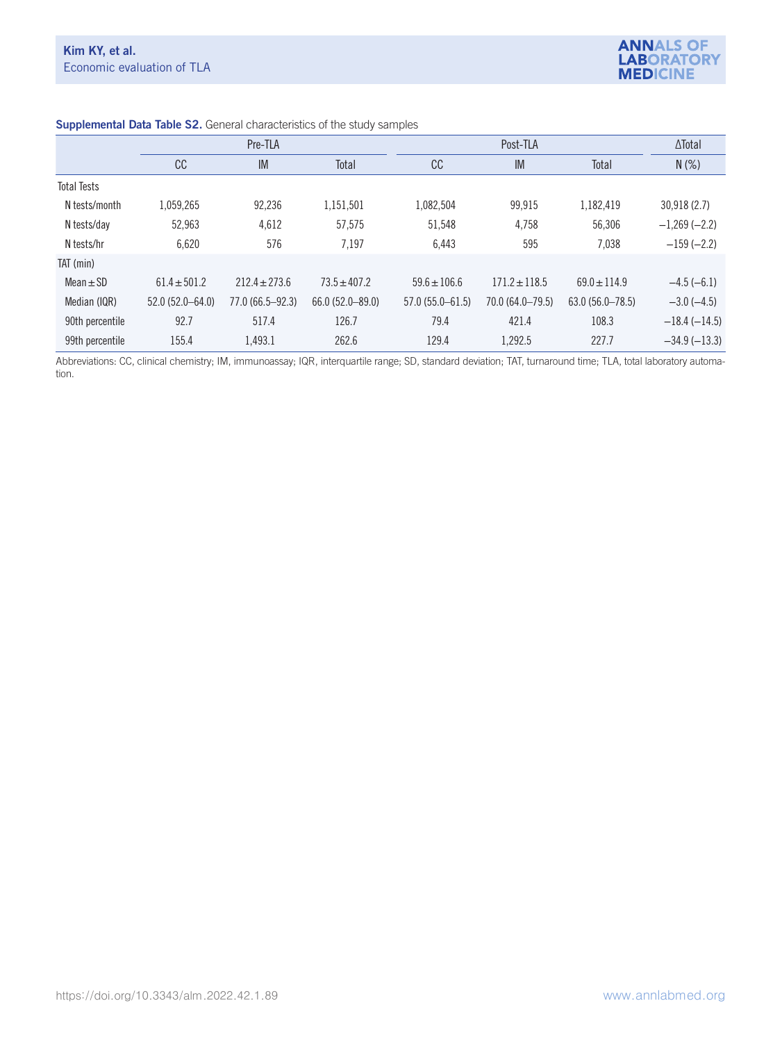**Supplemental Data Table S2.** General characteristics of the study samples

| | Pre-TLA | | | Post-TLA | | | ΔTotal |
|---|---|---|---|---|---|---|---|
| | CC | IM | Total | CC | IM | Total | N (%) |
| Total Tests | | | | | | | |
| N tests/month | 1,059,265 | 92,236 | 1,151,501 | 1,082,504 | 99,915 | 1,182,419 | 30,918 (2.7) |
| N tests/day | 52,963 | 4,612 | 57,575 | 51,548 | 4,758 | 56,306 | −1,269 (−2.2) |
| N tests/hr | 6,620 | 576 | 7,197 | 6,443 | 595 | 7,038 | −159 (−2.2) |
| TAT (min) | | | | | | | |
| Mean ± SD | 61.4 ± 501.2 | 212.4 ± 273.6 | 73.5 ± 407.2 | 59.6 ± 106.6 | 171.2 ± 118.5 | 69.0 ± 114.9 | −4.5 (−6.1) |
| Median (IQR) | 52.0 (52.0–64.0) | 77.0 (66.5–92.3) | 66.0 (52.0–89.0) | 57.0 (55.0–61.5) | 70.0 (64.0–79.5) | 63.0 (56.0–78.5) | −3.0 (−4.5) |
| 90th percentile | 92.7 | 517.4 | 126.7 | 79.4 | 421.4 | 108.3 | −18.4 (−14.5) |
| 99th percentile | 155.4 | 1,493.1 | 262.6 | 129.4 | 1,292.5 | 227.7 | −34.9 (−13.3) |

Abbreviations: CC, clinical chemistry; IM, immunoassay; IQR, interquartile range; SD, standard deviation; TAT, turnaround time; TLA, total laboratory automation.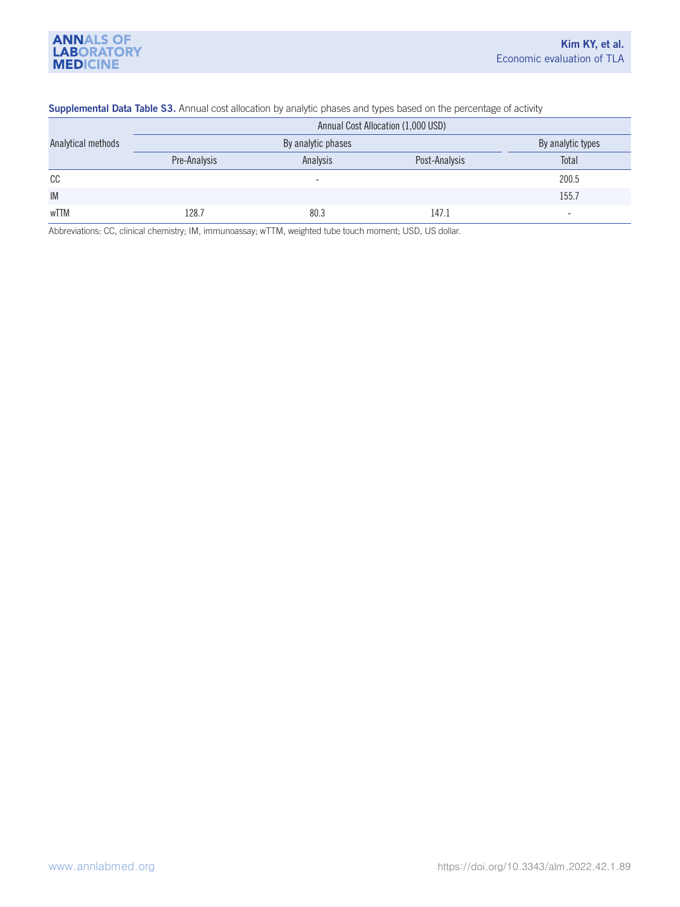**Supplemental Data Table S3.** Annual cost allocation by analytic phases and types based on the percentage of activity

| Analytical methods | Annual Cost Allocation (1,000 USD) | | | |
|---|---|---|---|---|
| | By analytic phases | | | By analytic types |
| | Pre-Analysis | Analysis | Post-Analysis | Total |
| CC | | - | | 200.5 |
| IM | | | | 155.7 |
| wTTM | 128.7 | 80.3 | 147.1 | - |

Abbreviations: CC, clinical chemistry; IM, immunoassay; wTTM, weighted tube touch moment; USD, US dollar.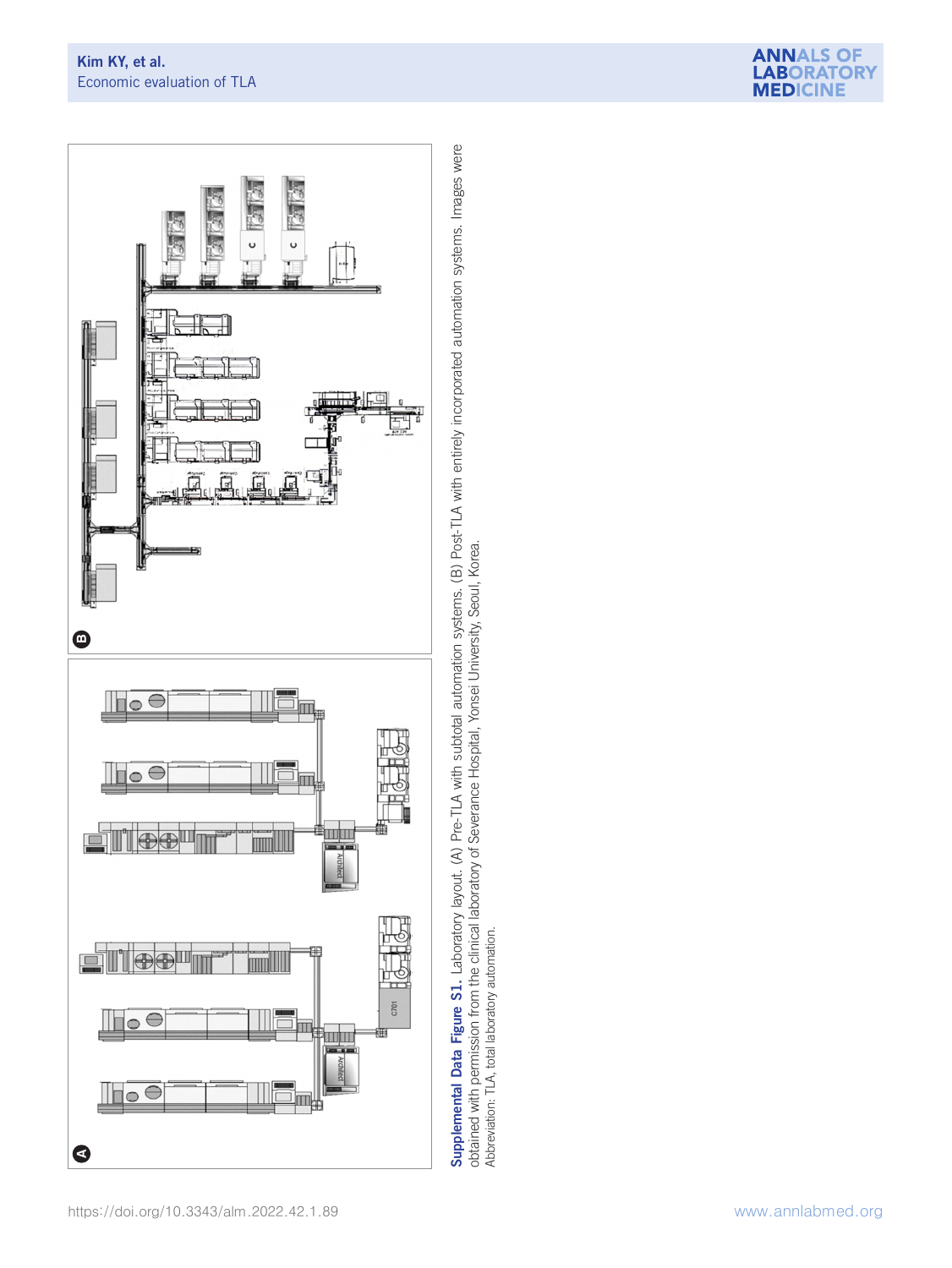A

B

Architect

C701

Architect

**Supplemental Data Figure S1.** Laboratory layout. (A) Pre-TLA with subtotal automation systems. (B) Post-TLA with entirely incorporated automation systems. Images were obtained with permission from the clinical laboratory of Severance Hospital, Yonsei University, Seoul, Korea.

Abbreviation: TLA, total laboratory automation.